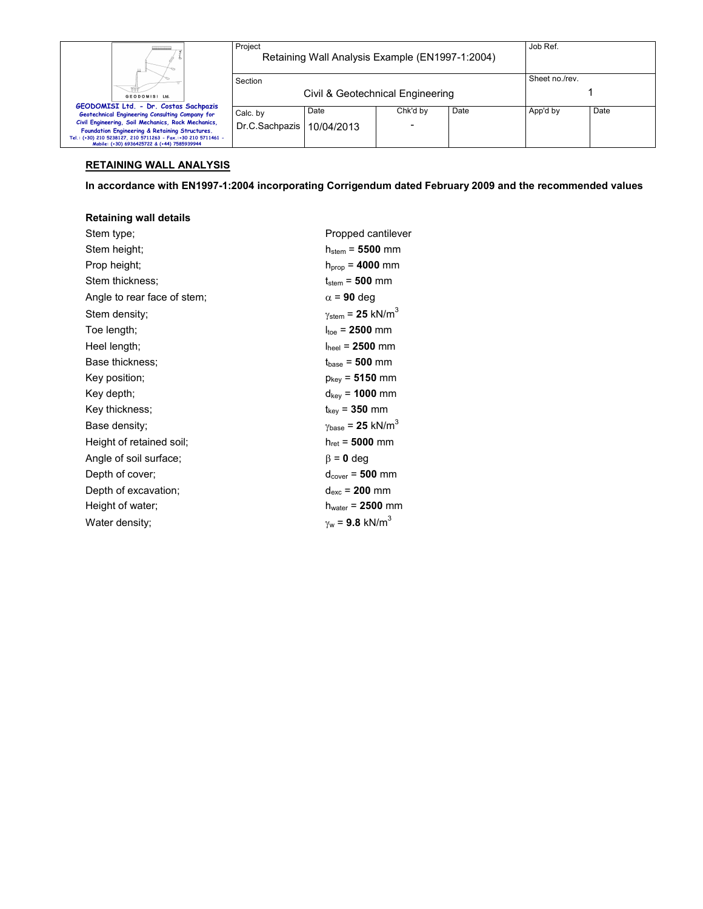## RETAINING WALL ANALYSIS

**In accordance with EN1997-1:2004 incorporating Corrigendum dated February 2009 and the recommended values**

### Retaining wall details

| | |
|---|---|
| Stem type; | Propped cantilever |
| Stem height; | $h_{stem}$ = **5500** mm |
| Prop height; | $h_{prop}$ = **4000** mm |
| Stem thickness; | $t_{stem}$ = **500** mm |
| Angle to rear face of stem; | $\alpha$ = **90** deg |
| Stem density; | $\gamma_{stem}$ = **25** kN/m$^3$ |
| Toe length; | $l_{toe}$ = **2500** mm |
| Heel length; | $l_{heel}$ = **2500** mm |
| Base thickness; | $t_{base}$ = **500** mm |
| Key position; | $p_{key}$ = **5150** mm |
| Key depth; | $d_{key}$ = **1000** mm |
| Key thickness; | $t_{key}$ = **350** mm |
| Base density; | $\gamma_{base}$ = **25** kN/m$^3$ |
| Height of retained soil; | $h_{ret}$ = **5000** mm |
| Angle of soil surface; | $\beta$ = **0** deg |
| Depth of cover; | $d_{cover}$ = **500** mm |
| Depth of excavation; | $d_{exc}$ = **200** mm |
| Height of water; | $h_{water}$ = **2500** mm |
| Water density; | $\gamma_w$ = **9.8** kN/m$^3$ |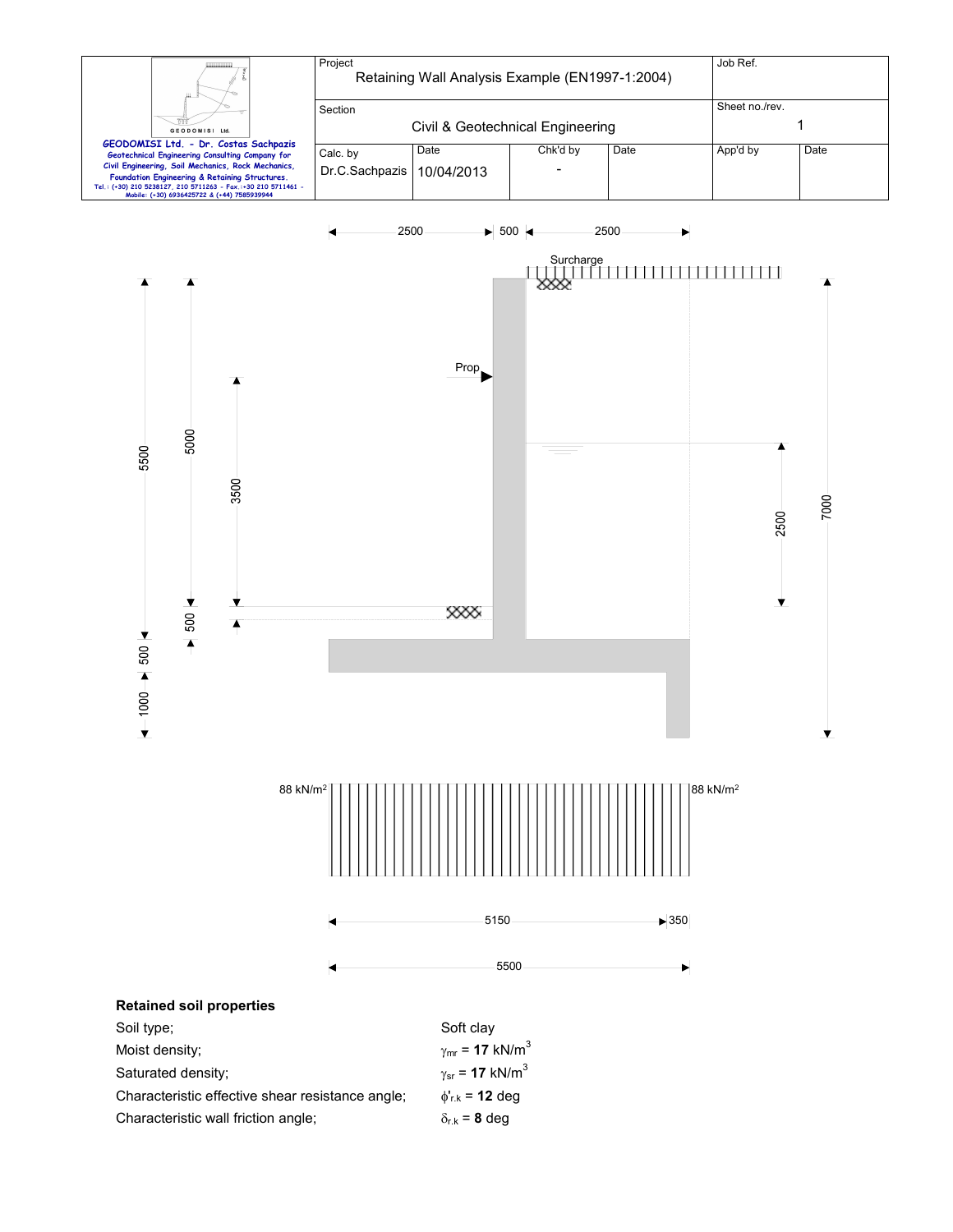| | Project<br>Retaining Wall Analysis Example (EN1997-1:2004) | | | | Job Ref. | |
|---|---|---|---|---|---|---|
| **GEODOMISI Ltd. - Dr. Costas Sachpazis**<br>Geotechnical Engineering Consulting Company for Civil Engineering, Soil Mechanics, Rock Mechanics, Foundation Engineering & Retaining Structures.<br>Tel.: (+30) 210 5238127, 210 5711263 - Fax.:+30 210 5711461 - Mobile: (+30) 6936425722 & (+44) 7585939944 | Section<br>Civil & Geotechnical Engineering | | | | Sheet no./rev.<br>1 | |
| | Calc. by<br>Dr.C.Sachpazis | Date<br>10/04/2013 | Chk'd by<br>- | Date | App'd by | Date |

2500 500 2500

Surcharge

Prop

5500 5000 3500 500 500 1000 2500 7000

88 kN/m² 88 kN/m²

5150 350

5500

**Retained soil properties**

| | |
|---|---|
| Soil type; | Soft clay |
| Moist density; | $\gamma_{mr}$ = **17** kN/m$^3$ |
| Saturated density; | $\gamma_{sr}$ = **17** kN/m$^3$ |
| Characteristic effective shear resistance angle; | $\phi'_{r.k}$ = **12** deg |
| Characteristic wall friction angle; | $\delta_{r.k}$ = **8** deg |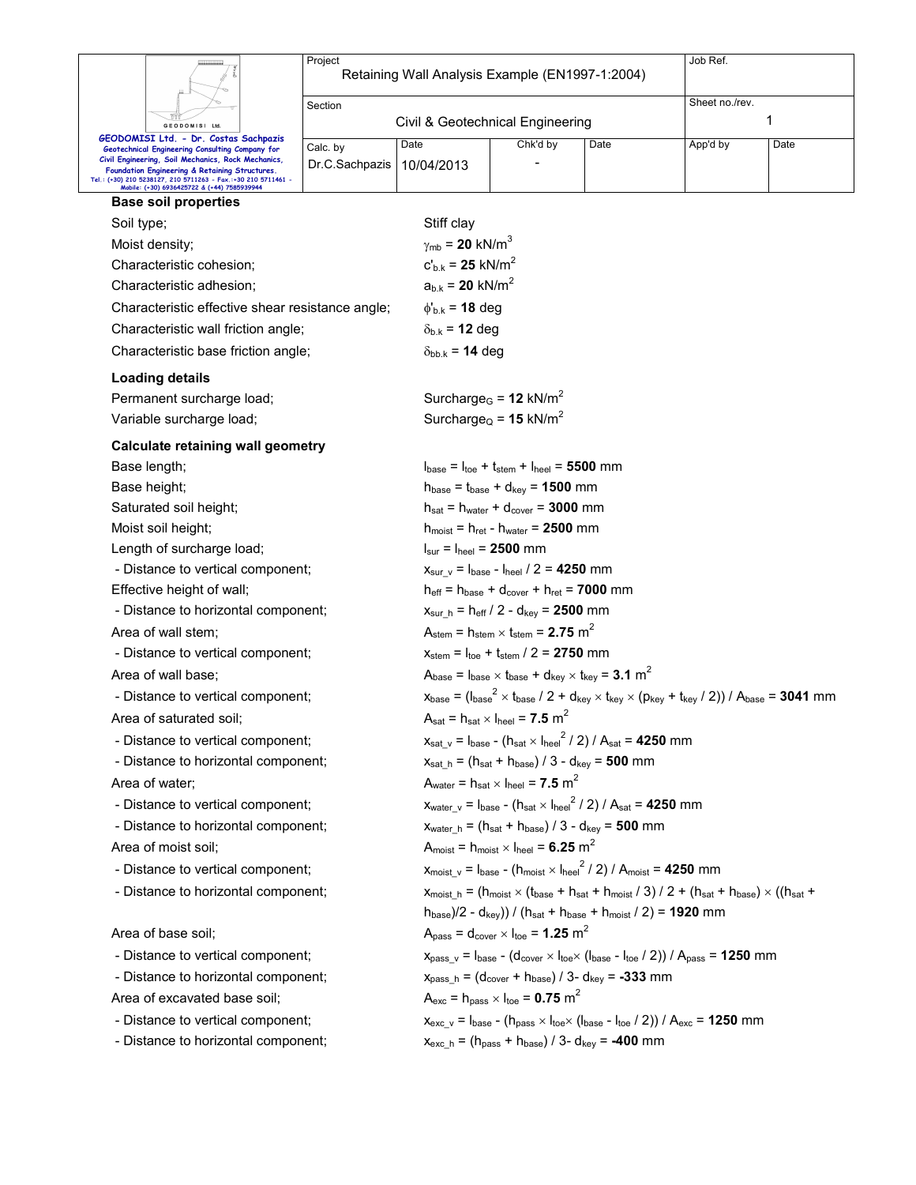### Base soil properties

Soil type; Stiff clay

Moist density; $\gamma_{mb}$ = **20** kN/m$^3$

Characteristic cohesion; $c'_{b.k}$ = **25** kN/m$^2$

Characteristic adhesion; $a_{b.k}$ = **20** kN/m$^2$

Characteristic effective shear resistance angle; $\phi'_{b.k}$ = **18** deg

Characteristic wall friction angle; $\delta_{b.k}$ = **12** deg

Characteristic base friction angle; $\delta_{bb.k}$ = **14** deg

### Loading details

Permanent surcharge load; Surcharge$_G$ = **12** kN/m$^2$

Variable surcharge load; Surcharge$_Q$ = **15** kN/m$^2$

### Calculate retaining wall geometry

Base length; $l_{base} = l_{toe} + t_{stem} + l_{heel}$ = **5500** mm

Base height; $h_{base} = t_{base} + d_{key}$ = **1500** mm

Saturated soil height; $h_{sat} = h_{water} + d_{cover}$ = **3000** mm

Moist soil height; $h_{moist} = h_{ret} - h_{water}$ = **2500** mm

Length of surcharge load; $l_{sur} = l_{heel}$ = **2500** mm

- Distance to vertical component; $x_{sur\_v} = l_{base} - l_{heel} / 2$ = **4250** mm

Effective height of wall; $h_{eff} = h_{base} + d_{cover} + h_{ret}$ = **7000** mm

- Distance to horizontal component; $x_{sur\_h} = h_{eff} / 2 - d_{key}$ = **2500** mm

Area of wall stem; $A_{stem} = h_{stem} \times t_{stem}$ = **2.75** m$^2$

- Distance to vertical component; $x_{stem} = l_{toe} + t_{stem} / 2$ = **2750** mm

Area of wall base; $A_{base} = l_{base} \times t_{base} + d_{key} \times t_{key}$ = **3.1** m$^2$

- Distance to vertical component; $x_{base} = (l_{base}^2 \times t_{base} / 2 + d_{key} \times t_{key} \times (p_{key} + t_{key} / 2)) / A_{base}$ = **3041** mm

Area of saturated soil; $A_{sat} = h_{sat} \times l_{heel}$ = **7.5** m$^2$

- Distance to vertical component; $x_{sat\_v} = l_{base} - (h_{sat} \times l_{heel}^2 / 2) / A_{sat}$ = **4250** mm
- Distance to horizontal component; $x_{sat\_h} = (h_{sat} + h_{base}) / 3 - d_{key}$ = **500** mm

Area of water; $A_{water} = h_{sat} \times l_{heel}$ = **7.5** m$^2$

- Distance to vertical component; $x_{water\_v} = l_{base} - (h_{sat} \times l_{heel}^2 / 2) / A_{sat}$ = **4250** mm
- Distance to horizontal component; $x_{water\_h} = (h_{sat} + h_{base}) / 3 - d_{key}$ = **500** mm

Area of moist soil; $A_{moist} = h_{moist} \times l_{heel}$ = **6.25** m$^2$

- Distance to vertical component; $x_{moist\_v} = l_{base} - (h_{moist} \times l_{heel}^2 / 2) / A_{moist}$ = **4250** mm
- Distance to horizontal component; $x_{moist\_h} = (h_{moist} \times (t_{base} + h_{sat} + h_{moist} / 3) / 2 + (h_{sat} + h_{base}) \times ((h_{sat} + h_{base})/2 - d_{key})) / (h_{sat} + h_{base} + h_{moist} / 2)$ = **1920** mm

Area of base soil; $A_{pass} = d_{cover} \times l_{toe}$ = **1.25** m$^2$

- Distance to vertical component; $x_{pass\_v} = l_{base} - (d_{cover} \times l_{toe} \times (l_{base} - l_{toe} / 2)) / A_{pass}$ = **1250** mm
- Distance to horizontal component; $x_{pass\_h} = (d_{cover} + h_{base}) / 3 - d_{key}$ = **-333** mm

Area of excavated base soil; $A_{exc} = h_{pass} \times l_{toe}$ = **0.75** m$^2$

- Distance to vertical component; $x_{exc\_v} = l_{base} - (h_{pass} \times l_{toe} \times (l_{base} - l_{toe} / 2)) / A_{exc}$ = **1250** mm
- Distance to horizontal component; $x_{exc\_h} = (h_{pass} + h_{base}) / 3 - d_{key}$ = **-400** mm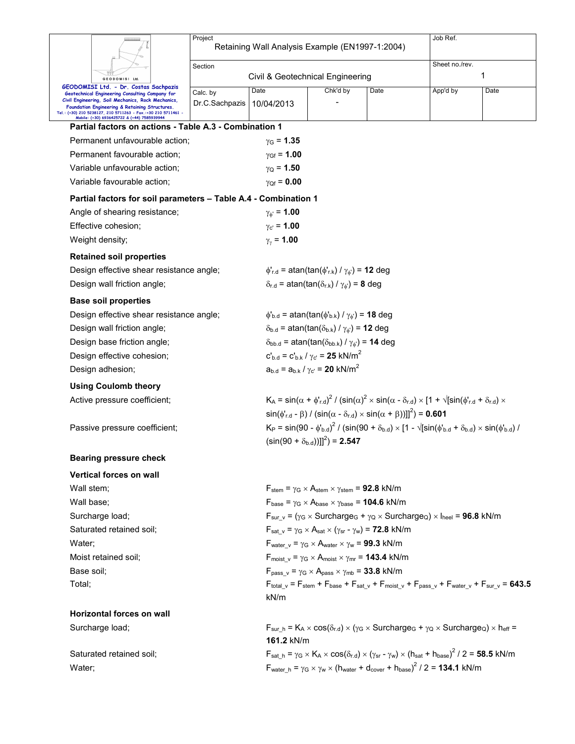**Partial factors on actions - Table A.3 - Combination 1**

Permanent unfavourable action; $\gamma_G$ = **1.35**

Permanent favourable action; $\gamma_{Gf}$ = **1.00**

Variable unfavourable action; $\gamma_Q$ = **1.50**

Variable favourable action; $\gamma_{Qf}$ = **0.00**

**Partial factors for soil parameters – Table A.4 - Combination 1**

Angle of shearing resistance; $\gamma_{\phi'}$ = **1.00**

Effective cohesion; $\gamma_{c'}$ = **1.00**

Weight density; $\gamma_{\gamma}$ = **1.00**

**Retained soil properties**

Design effective shear resistance angle; $\phi'_{r.d} = \text{atan}(\tan(\phi'_{r.k}) / \gamma_{\phi'})$ = **12** deg

Design wall friction angle; $\delta_{r.d} = \text{atan}(\tan(\delta_{r.k}) / \gamma_{\phi'})$ = **8** deg

**Base soil properties**

Design effective shear resistance angle; $\phi'_{b.d} = \text{atan}(\tan(\phi'_{b.k}) / \gamma_{\phi'})$ = **18** deg

Design wall friction angle; $\delta_{b.d} = \text{atan}(\tan(\delta_{b.k}) / \gamma_{\phi'})$ = **12** deg

Design base friction angle; $\delta_{bb.d} = \text{atan}(\tan(\delta_{bb.k}) / \gamma_{\phi'})$ = **14** deg

Design effective cohesion; $c'_{b.d} = c'_{b.k} / \gamma_{c'}$ = **25** kN/m$^2$

Design adhesion; $a_{b.d} = a_{b.k} / \gamma_{c'}$ = **20** kN/m$^2$

**Using Coulomb theory**

Active pressure coefficient; $K_A = \sin(\alpha + \phi'_{r.d})^2 / (\sin(\alpha)^2 \times \sin(\alpha - \delta_{r.d}) \times [1 + \sqrt{[\sin(\phi'_{r.d} + \delta_{r.d}) \times \sin(\phi'_{r.d} - \beta) / (\sin(\alpha - \delta_{r.d}) \times \sin(\alpha + \beta))]}]^2)$ = **0.601**

Passive pressure coefficient; $K_P = \sin(90 - \phi'_{b.d})^2 / (\sin(90 + \delta_{b.d}) \times [1 - \sqrt{[\sin(\phi'_{b.d} + \delta_{b.d}) \times \sin(\phi'_{b.d}) / (\sin(90 + \delta_{b.d}))]}]^2)$ = **2.547**

**Bearing pressure check**

**Vertical forces on wall**

Wall stem; $F_{stem} = \gamma_G \times A_{stem} \times \gamma_{stem}$ = **92.8** kN/m

Wall base; $F_{base} = \gamma_G \times A_{base} \times \gamma_{base}$ = **104.6** kN/m

Surcharge load; $F_{sur\_v} = (\gamma_G \times \text{Surcharge}_G + \gamma_Q \times \text{Surcharge}_Q) \times l_{heel}$ = **96.8** kN/m

Saturated retained soil; $F_{sat\_v} = \gamma_G \times A_{sat} \times (\gamma_{sr} - \gamma_w)$ = **72.8** kN/m

Water; $F_{water\_v} = \gamma_G \times A_{water} \times \gamma_w$ = **99.3** kN/m

Moist retained soil; $F_{moist\_v} = \gamma_G \times A_{moist} \times \gamma_{mr}$ = **143.4** kN/m

Base soil; $F_{pass\_v} = \gamma_G \times A_{pass} \times \gamma_{mb}$ = **33.8** kN/m

Total; $F_{total\_v} = F_{stem} + F_{base} + F_{sat\_v} + F_{moist\_v} + F_{pass\_v} + F_{water\_v} + F_{sur\_v}$ = **643.5** kN/m

**Horizontal forces on wall**

Surcharge load; $F_{sur\_h} = K_A \times \cos(\delta_{r.d}) \times (\gamma_G \times \text{Surcharge}_G + \gamma_Q \times \text{Surcharge}_Q) \times h_{eff}$ = **161.2** kN/m

Saturated retained soil; $F_{sat\_h} = \gamma_G \times K_A \times \cos(\delta_{r.d}) \times (\gamma_{sr} - \gamma_w) \times (h_{sat} + h_{base})^2 / 2$ = **58.5** kN/m

Water; $F_{water\_h} = \gamma_G \times \gamma_w \times (h_{water} + d_{cover} + h_{base})^2 / 2$ = **134.1** kN/m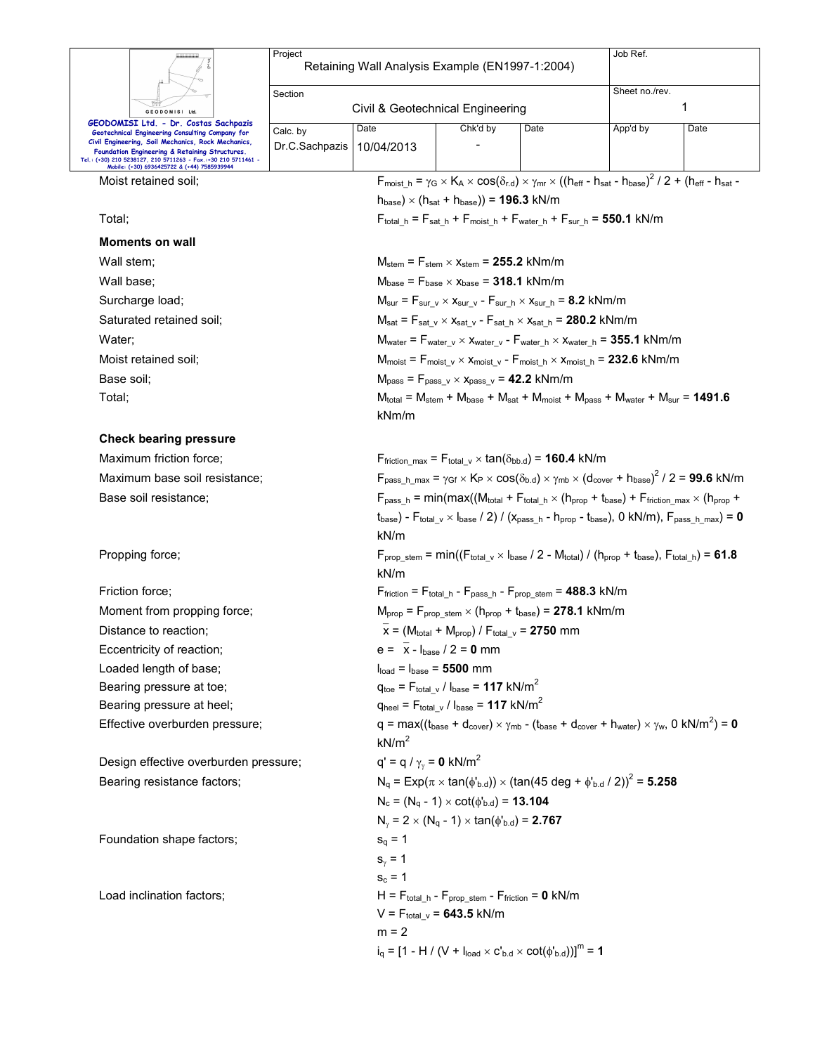Moist retained soil; $F_{moist\_h} = \gamma_G \times K_A \times \cos(\delta_{r.d}) \times \gamma_{mr} \times ((h_{eff} - h_{sat} - h_{base})^2 / 2 + (h_{eff} - h_{sat} - h_{base}) \times (h_{sat} + h_{base}))$ = **196.3** kN/m

Total; $F_{total\_h} = F_{sat\_h} + F_{moist\_h} + F_{water\_h} + F_{sur\_h}$ = **550.1** kN/m

**Moments on wall**

Wall stem; $M_{stem} = F_{stem} \times x_{stem}$ = **255.2** kNm/m

Wall base; $M_{base} = F_{base} \times x_{base}$ = **318.1** kNm/m

Surcharge load; $M_{sur} = F_{sur\_v} \times x_{sur\_v} - F_{sur\_h} \times x_{sur\_h}$ = **8.2** kNm/m

Saturated retained soil; $M_{sat} = F_{sat\_v} \times x_{sat\_v} - F_{sat\_h} \times x_{sat\_h}$ = **280.2** kNm/m

Water; $M_{water} = F_{water\_v} \times x_{water\_v} - F_{water\_h} \times x_{water\_h}$ = **355.1** kNm/m

Moist retained soil; $M_{moist} = F_{moist\_v} \times x_{moist\_v} - F_{moist\_h} \times x_{moist\_h}$ = **232.6** kNm/m

Base soil; $M_{pass} = F_{pass\_v} \times x_{pass\_v}$ = **42.2** kNm/m

Total; $M_{total} = M_{stem} + M_{base} + M_{sat} + M_{moist} + M_{pass} + M_{water} + M_{sur}$ = **1491.6** kNm/m

**Check bearing pressure**

Maximum friction force; $F_{friction\_max} = F_{total\_v} \times \tan(\delta_{bb.d})$ = **160.4** kN/m

Maximum base soil resistance; $F_{pass\_h\_max} = \gamma_{Gf} \times K_P \times \cos(\delta_{b.d}) \times \gamma_{mb} \times (d_{cover} + h_{base})^2 / 2$ = **99.6** kN/m

Base soil resistance; $F_{pass\_h} = \min(\max((M_{total} + F_{total\_h} \times (h_{prop} + t_{base}) + F_{friction\_max} \times (h_{prop} + t_{base}) - F_{total\_v} \times l_{base} / 2) / (x_{pass\_h} - h_{prop} - t_{base}), 0 \text{ kN/m}), F_{pass\_h\_max})$ = **0** kN/m

Propping force; $F_{prop\_stem} = \min((F_{total\_v} \times l_{base} / 2 - M_{total}) / (h_{prop} + t_{base}), F_{total\_h})$ = **61.8** kN/m

Friction force; $F_{friction} = F_{total\_h} - F_{pass\_h} - F_{prop\_stem}$ = **488.3** kN/m

Moment from propping force; $M_{prop} = F_{prop\_stem} \times (h_{prop} + t_{base})$ = **278.1** kNm/m

Distance to reaction; $\bar{x} = (M_{total} + M_{prop}) / F_{total\_v}$ = **2750** mm

Eccentricity of reaction; $e = \bar{x} - l_{base} / 2$ = **0** mm

Loaded length of base; $l_{load} = l_{base}$ = **5500** mm

Bearing pressure at toe; $q_{toe} = F_{total\_v} / l_{base}$ = **117** kN/m$^2$

Bearing pressure at heel; $q_{heel} = F_{total\_v} / l_{base}$ = **117** kN/m$^2$

Effective overburden pressure; $q = \max((t_{base} + d_{cover}) \times \gamma_{mb} - (t_{base} + d_{cover} + h_{water}) \times \gamma_w, 0 \text{ kN/m}^2)$ = **0** kN/m$^2$

Design effective overburden pressure; $q' = q / \gamma_\gamma$ = **0** kN/m$^2$

Bearing resistance factors; $N_q = \mathrm{Exp}(\pi \times \tan(\phi'_{b.d})) \times (\tan(45 \text{ deg} + \phi'_{b.d} / 2))^2$ = **5.258**

$N_c = (N_q - 1) \times \cot(\phi'_{b.d})$ = **13.104**

$N_\gamma = 2 \times (N_q - 1) \times \tan(\phi'_{b.d})$ = **2.767**

Foundation shape factors; $s_q = 1$

$s_\gamma = 1$

$s_c = 1$

Load inclination factors; $H = F_{total\_h} - F_{prop\_stem} - F_{friction}$ = **0** kN/m

$V = F_{total\_v}$ = **643.5** kN/m

$m = 2$

$i_q = [1 - H / (V + l_{load} \times c'_{b.d} \times \cot(\phi'_{b.d}))]^m$ = **1**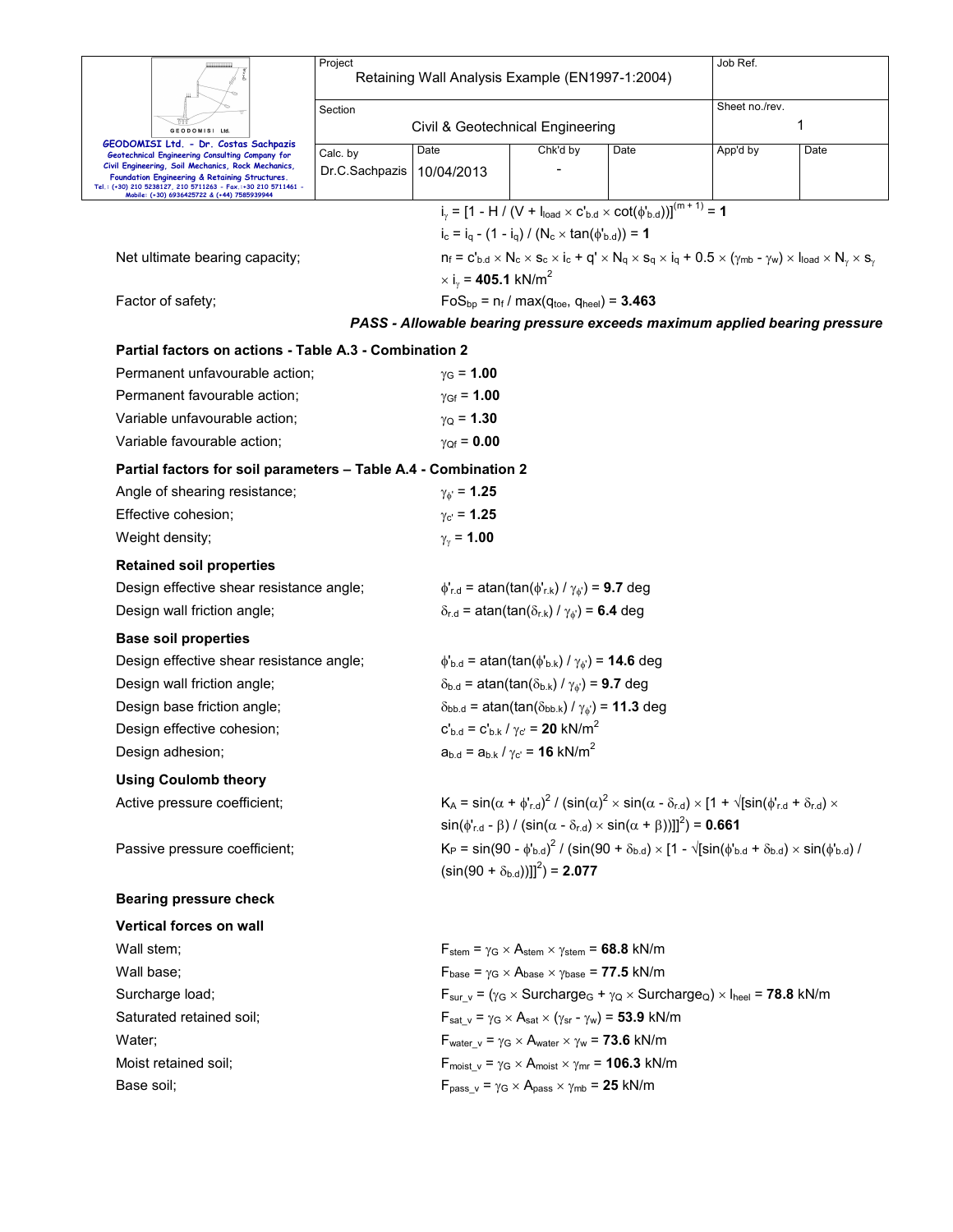$i_\gamma = [1 - H / (V + l_{load} \times c'_{b.d} \times \cot(\phi'_{b.d}))]^{(m+1)} = \mathbf{1}$

$i_c = i_q - (1 - i_q) / (N_c \times \tan(\phi'_{b.d})) = \mathbf{1}$

Net ultimate bearing capacity; $n_f = c'_{b.d} \times N_c \times s_c \times i_c + q' \times N_q \times s_q \times i_q + 0.5 \times (\gamma_{mb} - \gamma_w) \times l_{load} \times N_\gamma \times s_\gamma \times i_\gamma = \mathbf{405.1}$ kN/m$^2$

Factor of safety; $FoS_{bp} = n_f / \max(q_{toe}, q_{heel}) = \mathbf{3.463}$

***PASS - Allowable bearing pressure exceeds maximum applied bearing pressure***

### Partial factors on actions - Table A.3 - Combination 2

Permanent unfavourable action; $\gamma_G = \mathbf{1.00}$

Permanent favourable action; $\gamma_{Gf} = \mathbf{1.00}$

Variable unfavourable action; $\gamma_Q = \mathbf{1.30}$

Variable favourable action; $\gamma_{Qf} = \mathbf{0.00}$

### Partial factors for soil parameters – Table A.4 - Combination 2

Angle of shearing resistance; $\gamma_{\phi'} = \mathbf{1.25}$

Effective cohesion; $\gamma_{c'} = \mathbf{1.25}$

Weight density; $\gamma_\gamma = \mathbf{1.00}$

### Retained soil properties

Design effective shear resistance angle; $\phi'_{r.d} = \text{atan}(\tan(\phi'_{r.k}) / \gamma_{\phi'}) = \mathbf{9.7}$ deg

Design wall friction angle; $\delta_{r.d} = \text{atan}(\tan(\delta_{r.k}) / \gamma_{\phi'}) = \mathbf{6.4}$ deg

### Base soil properties

Design effective shear resistance angle; $\phi'_{b.d} = \text{atan}(\tan(\phi'_{b.k}) / \gamma_{\phi'}) = \mathbf{14.6}$ deg

Design wall friction angle; $\delta_{b.d} = \text{atan}(\tan(\delta_{b.k}) / \gamma_{\phi'}) = \mathbf{9.7}$ deg

Design base friction angle; $\delta_{bb.d} = \text{atan}(\tan(\delta_{bb.k}) / \gamma_{\phi'}) = \mathbf{11.3}$ deg

Design effective cohesion; $c'_{b.d} = c'_{b.k} / \gamma_{c'} = \mathbf{20}$ kN/m$^2$

Design adhesion; $a_{b.d} = a_{b.k} / \gamma_{c'} = \mathbf{16}$ kN/m$^2$

### Using Coulomb theory

Active pressure coefficient; $K_A = \sin(\alpha + \phi'_{r.d})^2 / (\sin(\alpha)^2 \times \sin(\alpha - \delta_{r.d}) \times [1 + \sqrt{[\sin(\phi'_{r.d} + \delta_{r.d}) \times \sin(\phi'_{r.d} - \beta) / (\sin(\alpha - \delta_{r.d}) \times \sin(\alpha + \beta))]}]^2) = \mathbf{0.661}$

Passive pressure coefficient; $K_P = \sin(90 - \phi'_{b.d})^2 / (\sin(90 + \delta_{b.d}) \times [1 - \sqrt{[\sin(\phi'_{b.d} + \delta_{b.d}) \times \sin(\phi'_{b.d}) / (\sin(90 + \delta_{b.d}))]}]^2) = \mathbf{2.077}$

### Bearing pressure check

### Vertical forces on wall

Wall stem; $F_{stem} = \gamma_G \times A_{stem} \times \gamma_{stem} = \mathbf{68.8}$ kN/m

Wall base; $F_{base} = \gamma_G \times A_{base} \times \gamma_{base} = \mathbf{77.5}$ kN/m

Surcharge load; $F_{sur\_v} = (\gamma_G \times Surcharge_G + \gamma_Q \times Surcharge_Q) \times l_{heel} = \mathbf{78.8}$ kN/m

Saturated retained soil; $F_{sat\_v} = \gamma_G \times A_{sat} \times (\gamma_{sr} - \gamma_w) = \mathbf{53.9}$ kN/m

Water; $F_{water\_v} = \gamma_G \times A_{water} \times \gamma_w = \mathbf{73.6}$ kN/m

Moist retained soil; $F_{moist\_v} = \gamma_G \times A_{moist} \times \gamma_{mr} = \mathbf{106.3}$ kN/m

Base soil; $F_{pass\_v} = \gamma_G \times A_{pass} \times \gamma_{mb} = \mathbf{25}$ kN/m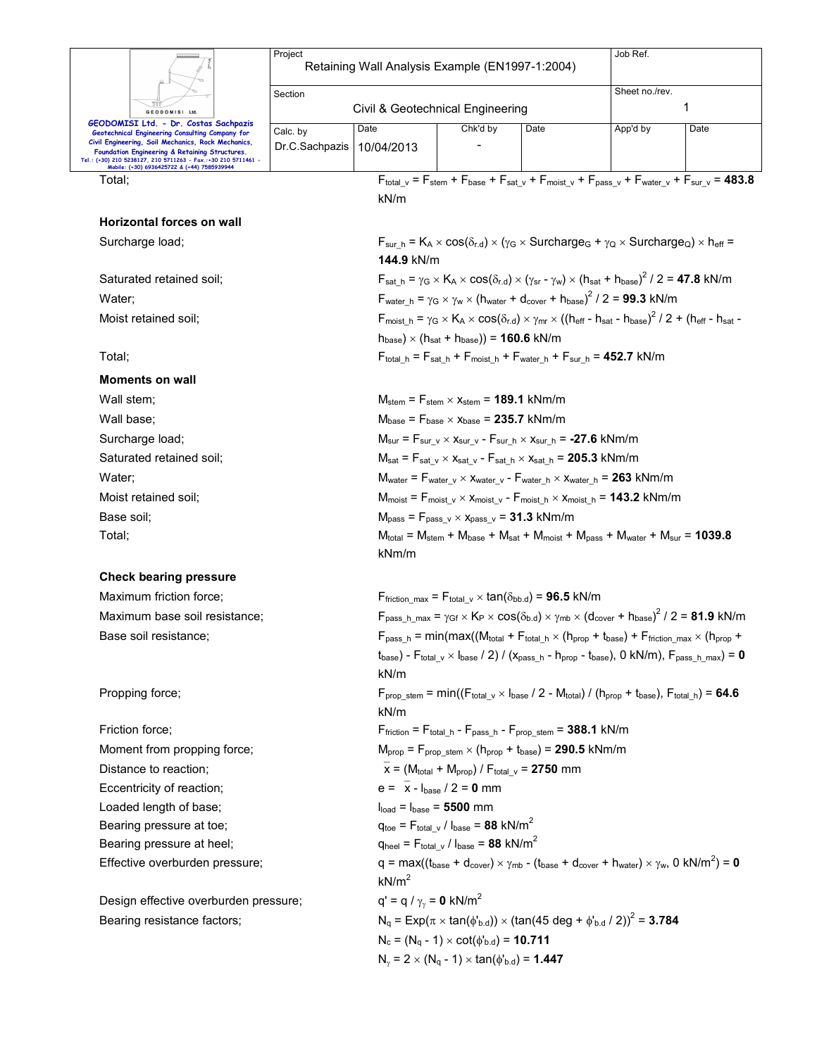Total; $F_{total\_v} = F_{stem} + F_{base} + F_{sat\_v} + F_{moist\_v} + F_{pass\_v} + F_{water\_v} + F_{sur\_v} =$ **483.8** kN/m

**Horizontal forces on wall**

Surcharge load; $F_{sur\_h} = K_A \times \cos(\delta_{r.d}) \times (\gamma_G \times Surcharge_G + \gamma_Q \times Surcharge_Q) \times h_{eff} =$ **144.9** kN/m

Saturated retained soil; $F_{sat\_h} = \gamma_G \times K_A \times \cos(\delta_{r.d}) \times (\gamma_{sr} - \gamma_w) \times (h_{sat} + h_{base})^2 / 2 =$ **47.8** kN/m

Water; $F_{water\_h} = \gamma_G \times \gamma_w \times (h_{water} + d_{cover} + h_{base})^2 / 2 =$ **99.3** kN/m

Moist retained soil; $F_{moist\_h} = \gamma_G \times K_A \times \cos(\delta_{r.d}) \times \gamma_{mr} \times ((h_{eff} - h_{sat} - h_{base})^2 / 2 + (h_{eff} - h_{sat} - h_{base}) \times (h_{sat} + h_{base})) =$ **160.6** kN/m

Total; $F_{total\_h} = F_{sat\_h} + F_{moist\_h} + F_{water\_h} + F_{sur\_h} =$ **452.7** kN/m

**Moments on wall**

Wall stem; $M_{stem} = F_{stem} \times x_{stem} =$ **189.1** kNm/m

Wall base; $M_{base} = F_{base} \times x_{base} =$ **235.7** kNm/m

Surcharge load; $M_{sur} = F_{sur\_v} \times x_{sur\_v} - F_{sur\_h} \times x_{sur\_h} =$ **-27.6** kNm/m

Saturated retained soil; $M_{sat} = F_{sat\_v} \times x_{sat\_v} - F_{sat\_h} \times x_{sat\_h} =$ **205.3** kNm/m

Water; $M_{water} = F_{water\_v} \times x_{water\_v} - F_{water\_h} \times x_{water\_h} =$ **263** kNm/m

Moist retained soil; $M_{moist} = F_{moist\_v} \times x_{moist\_v} - F_{moist\_h} \times x_{moist\_h} =$ **143.2** kNm/m

Base soil; $M_{pass} = F_{pass\_v} \times x_{pass\_v} =$ **31.3** kNm/m

Total; $M_{total} = M_{stem} + M_{base} + M_{sat} + M_{moist} + M_{pass} + M_{water} + M_{sur} =$ **1039.8** kNm/m

**Check bearing pressure**

Maximum friction force; $F_{friction\_max} = F_{total\_v} \times \tan(\delta_{bb.d}) =$ **96.5** kN/m

Maximum base soil resistance; $F_{pass\_h\_max} = \gamma_{Gf} \times K_P \times \cos(\delta_{b.d}) \times \gamma_{mb} \times (d_{cover} + h_{base})^2 / 2 =$ **81.9** kN/m

Base soil resistance; $F_{pass\_h} = \min(\max((M_{total} + F_{total\_h} \times (h_{prop} + t_{base}) + F_{friction\_max} \times (h_{prop} + t_{base}) - F_{total\_v} \times l_{base} / 2) / (x_{pass\_h} - h_{prop} - t_{base}), 0\ kN/m), F_{pass\_h\_max}) =$ **0** kN/m

Propping force; $F_{prop\_stem} = \min((F_{total\_v} \times l_{base} / 2 - M_{total}) / (h_{prop} + t_{base}), F_{total\_h}) =$ **64.6** kN/m

Friction force; $F_{friction} = F_{total\_h} - F_{pass\_h} - F_{prop\_stem} =$ **388.1** kN/m

Moment from propping force; $M_{prop} = F_{prop\_stem} \times (h_{prop} + t_{base}) =$ **290.5** kNm/m

Distance to reaction; $\bar{x} = (M_{total} + M_{prop}) / F_{total\_v} =$ **2750** mm

Eccentricity of reaction; $e = \bar{x} - l_{base} / 2 =$ **0** mm

Loaded length of base; $l_{load} = l_{base} =$ **5500** mm

Bearing pressure at toe; $q_{toe} = F_{total\_v} / l_{base} =$ **88** kN/m$^2$

Bearing pressure at heel; $q_{heel} = F_{total\_v} / l_{base} =$ **88** kN/m$^2$

Effective overburden pressure; $q = \max((t_{base} + d_{cover}) \times \gamma_{mb} - (t_{base} + d_{cover} + h_{water}) \times \gamma_w, 0\ kN/m^2) =$ **0** kN/m$^2$

Design effective overburden pressure; $q' = q / \gamma_\gamma =$ **0** kN/m$^2$

Bearing resistance factors; $N_q = Exp(\pi \times \tan(\phi'_{b.d})) \times (\tan(45\ deg + \phi'_{b.d} / 2))^2 =$ **3.784**

$N_c = (N_q - 1) \times \cot(\phi'_{b.d}) =$ **10.711**

$N_\gamma = 2 \times (N_q - 1) \times \tan(\phi'_{b.d}) =$ **1.447**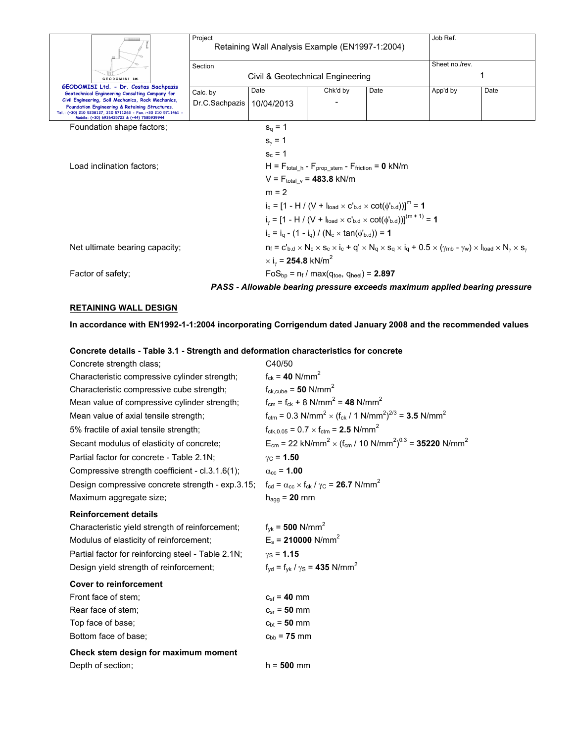| | |
|---|---|
| Foundation shape factors; | $s_q = 1$ |
| | $s_\gamma = 1$ |
| | $s_c = 1$ |
| Load inclination factors; | $H = F_{total\_h} - F_{prop\_stem} - F_{friction} = \mathbf{0}$ kN/m |
| | $V = F_{total\_v} = \mathbf{483.8}$ kN/m |
| | $m = 2$ |
| | $i_q = [1 - H / (V + l_{load} \times c'_{b.d} \times \cot(\phi'_{b.d}))]^m = \mathbf{1}$ |
| | $i_\gamma = [1 - H / (V + l_{load} \times c'_{b.d} \times \cot(\phi'_{b.d}))]^{(m+1)} = \mathbf{1}$ |
| | $i_c = i_q - (1 - i_q) / (N_c \times \tan(\phi'_{b.d})) = \mathbf{1}$ |
| Net ultimate bearing capacity; | $n_f = c'_{b.d} \times N_c \times s_c \times i_c + q' \times N_q \times s_q \times i_q + 0.5 \times (\gamma_{mb} - \gamma_w) \times l_{load} \times N_\gamma \times s_\gamma \times i_\gamma = \mathbf{254.8}$ kN/m$^2$ |
| Factor of safety; | $FoS_{bp} = n_f / \max(q_{toe}, q_{heel}) = \mathbf{2.897}$ |

***PASS - Allowable bearing pressure exceeds maximum applied bearing pressure***

## RETAINING WALL DESIGN

**In accordance with EN1992-1-1:2004 incorporating Corrigendum dated January 2008 and the recommended values**

### Concrete details - Table 3.1 - Strength and deformation characteristics for concrete

| | |
|---|---|
| Concrete strength class; | C40/50 |
| Characteristic compressive cylinder strength; | $f_{ck} = \mathbf{40}$ N/mm$^2$ |
| Characteristic compressive cube strength; | $f_{ck,cube} = \mathbf{50}$ N/mm$^2$ |
| Mean value of compressive cylinder strength; | $f_{cm} = f_{ck} + 8$ N/mm$^2$ $= \mathbf{48}$ N/mm$^2$ |
| Mean value of axial tensile strength; | $f_{ctm} = 0.3$ N/mm$^2 \times (f_{ck} / 1$ N/mm$^2)^{2/3} = \mathbf{3.5}$ N/mm$^2$ |
| 5% fractile of axial tensile strength; | $f_{ctk,0.05} = 0.7 \times f_{ctm} = \mathbf{2.5}$ N/mm$^2$ |
| Secant modulus of elasticity of concrete; | $E_{cm} = 22$ kN/mm$^2 \times (f_{cm} / 10$ N/mm$^2)^{0.3} = \mathbf{35220}$ N/mm$^2$ |
| Partial factor for concrete - Table 2.1N; | $\gamma_C = \mathbf{1.50}$ |
| Compressive strength coefficient - cl.3.1.6(1); | $\alpha_{cc} = \mathbf{1.00}$ |
| Design compressive concrete strength - exp.3.15; | $f_{cd} = \alpha_{cc} \times f_{ck} / \gamma_C = \mathbf{26.7}$ N/mm$^2$ |
| Maximum aggregate size; | $h_{agg} = \mathbf{20}$ mm |

### Reinforcement details

| | |
|---|---|
| Characteristic yield strength of reinforcement; | $f_{yk} = \mathbf{500}$ N/mm$^2$ |
| Modulus of elasticity of reinforcement; | $E_s = \mathbf{210000}$ N/mm$^2$ |
| Partial factor for reinforcing steel - Table 2.1N; | $\gamma_S = \mathbf{1.15}$ |
| Design yield strength of reinforcement; | $f_{yd} = f_{yk} / \gamma_S = \mathbf{435}$ N/mm$^2$ |

### Cover to reinforcement

| | |
|---|---|
| Front face of stem; | $c_{sf} = \mathbf{40}$ mm |
| Rear face of stem; | $c_{sr} = \mathbf{50}$ mm |
| Top face of base; | $c_{bt} = \mathbf{50}$ mm |
| Bottom face of base; | $c_{bb} = \mathbf{75}$ mm |

### Check stem design for maximum moment

| | |
|---|---|
| Depth of section; | $h = \mathbf{500}$ mm |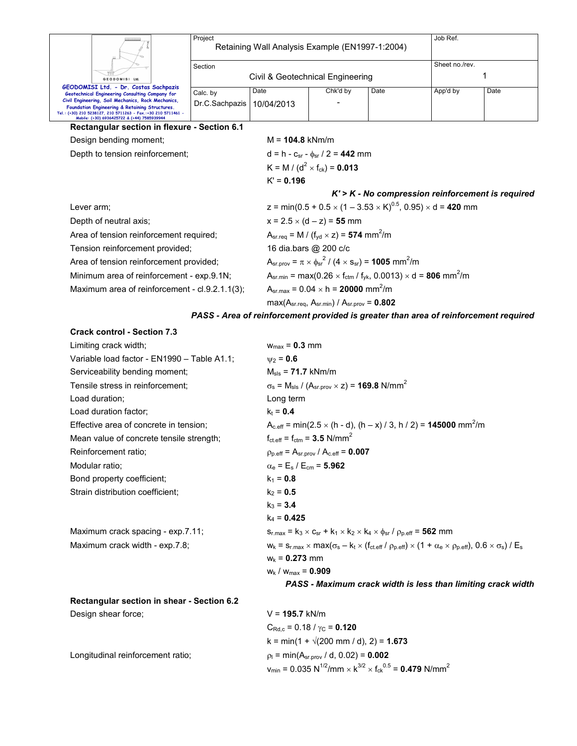### Rectangular section in flexure - Section 6.1

| | |
|---|---|
| Design bending moment; | $M = \mathbf{104.8}$ kNm/m |
| Depth to tension reinforcement; | $d = h - c_{sr} - \phi_{sr} / 2 = \mathbf{442}$ mm |
| | $K = M / (d^2 \times f_{ck}) = \mathbf{0.013}$ |
| | $K' = \mathbf{0.196}$ |

***K' > K - No compression reinforcement is required***

| | |
|---|---|
| Lever arm; | $z = \min(0.5 + 0.5 \times (1 - 3.53 \times K)^{0.5}, 0.95) \times d = \mathbf{420}$ mm |
| Depth of neutral axis; | $x = 2.5 \times (d - z) = \mathbf{55}$ mm |
| Area of tension reinforcement required; | $A_{sr.req} = M / (f_{yd} \times z) = \mathbf{574}$ mm$^2$/m |
| Tension reinforcement provided; | 16 dia.bars @ 200 c/c |
| Area of tension reinforcement provided; | $A_{sr.prov} = \pi \times \phi_{sr}^2 / (4 \times s_{sr}) = \mathbf{1005}$ mm$^2$/m |
| Minimum area of reinforcement - exp.9.1N; | $A_{sr.min} = \max(0.26 \times f_{ctm} / f_{yk}, 0.0013) \times d = \mathbf{806}$ mm$^2$/m |
| Maximum area of reinforcement - cl.9.2.1.1(3); | $A_{sr.max} = 0.04 \times h = \mathbf{20000}$ mm$^2$/m |
| | $\max(A_{sr.req}, A_{sr.min}) / A_{sr.prov} = \mathbf{0.802}$ |

***PASS - Area of reinforcement provided is greater than area of reinforcement required***

### Crack control - Section 7.3

| | |
|---|---|
| Limiting crack width; | $w_{max} = \mathbf{0.3}$ mm |
| Variable load factor - EN1990 – Table A1.1; | $\psi_2 = \mathbf{0.6}$ |
| Serviceability bending moment; | $M_{sls} = \mathbf{71.7}$ kNm/m |
| Tensile stress in reinforcement; | $\sigma_s = M_{sls} / (A_{sr.prov} \times z) = \mathbf{169.8}$ N/mm$^2$ |
| Load duration; | Long term |
| Load duration factor; | $k_t = \mathbf{0.4}$ |
| Effective area of concrete in tension; | $A_{c.eff} = \min(2.5 \times (h - d), (h – x) / 3, h / 2) = \mathbf{145000}$ mm$^2$/m |
| Mean value of concrete tensile strength; | $f_{ct.eff} = f_{ctm} = \mathbf{3.5}$ N/mm$^2$ |
| Reinforcement ratio; | $\rho_{p.eff} = A_{sr.prov} / A_{c.eff} = \mathbf{0.007}$ |
| Modular ratio; | $\alpha_e = E_s / E_{cm} = \mathbf{5.962}$ |
| Bond property coefficient; | $k_1 = \mathbf{0.8}$ |
| Strain distribution coefficient; | $k_2 = \mathbf{0.5}$ |
| | $k_3 = \mathbf{3.4}$ |
| | $k_4 = \mathbf{0.425}$ |
| Maximum crack spacing - exp.7.11; | $s_{r.max} = k_3 \times c_{sr} + k_1 \times k_2 \times k_4 \times \phi_{sr} / \rho_{p.eff} = \mathbf{562}$ mm |
| Maximum crack width - exp.7.8; | $w_k = s_{r.max} \times \max(\sigma_s – k_t \times (f_{ct.eff} / \rho_{p.eff}) \times (1 + \alpha_e \times \rho_{p.eff}), 0.6 \times \sigma_s) / E_s$ |
| | $w_k = \mathbf{0.273}$ mm |
| | $w_k / w_{max} = \mathbf{0.909}$ |

***PASS - Maximum crack width is less than limiting crack width***

### Rectangular section in shear - Section 6.2

| | |
|---|---|
| Design shear force; | $V = \mathbf{195.7}$ kN/m |
| | $C_{Rd,c} = 0.18 / \gamma_C = \mathbf{0.120}$ |
| | $k = \min(1 + \sqrt{(200 \text{ mm} / d)}, 2) = \mathbf{1.673}$ |
| Longitudinal reinforcement ratio; | $\rho_l = \min(A_{sr.prov} / d, 0.02) = \mathbf{0.002}$ |
| | $v_{min} = 0.035 \text{ N}^{1/2}/\text{mm} \times k^{3/2} \times f_{ck}^{0.5} = \mathbf{0.479}$ N/mm$^2$ |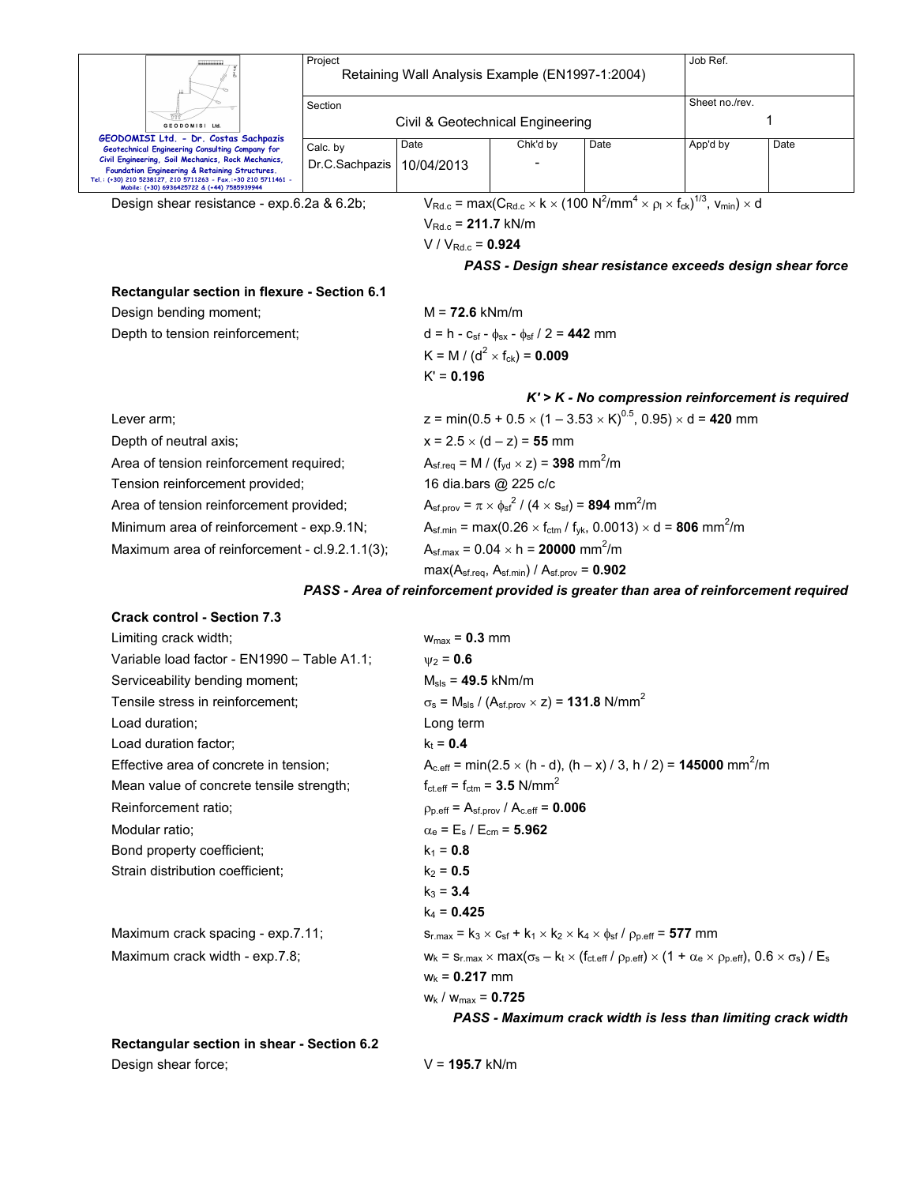Design shear resistance - exp.6.2a & 6.2b; $V_{Rd.c} = \max(C_{Rd.c} \times k \times (100\ N^2/mm^4 \times \rho_l \times f_{ck})^{1/3}, v_{min}) \times d$

$V_{Rd.c}$ = **211.7** kN/m

$V / V_{Rd.c}$ = **0.924**

***PASS - Design shear resistance exceeds design shear force***

**Rectangular section in flexure - Section 6.1**

Design bending moment; M = **72.6** kNm/m

Depth to tension reinforcement; $d = h - c_{sf} - \phi_{sx} - \phi_{sf} / 2$ = **442** mm

$K = M / (d^2 \times f_{ck})$ = **0.009**

K' = **0.196**

***K' > K - No compression reinforcement is required***

Lever arm; $z = \min(0.5 + 0.5 \times (1 - 3.53 \times K)^{0.5}, 0.95) \times d$ = **420** mm

Depth of neutral axis; $x = 2.5 \times (d - z)$ = **55** mm

Area of tension reinforcement required; $A_{sf.req} = M / (f_{yd} \times z)$ = **398** mm$^2$/m

Tension reinforcement provided; 16 dia.bars @ 225 c/c

Area of tension reinforcement provided; $A_{sf.prov} = \pi \times \phi_{sf}^2 / (4 \times s_{sf})$ = **894** mm$^2$/m

Minimum area of reinforcement - exp.9.1N; $A_{sf.min} = \max(0.26 \times f_{ctm} / f_{yk}, 0.0013) \times d$ = **806** mm$^2$/m

Maximum area of reinforcement - cl.9.2.1.1(3); $A_{sf.max} = 0.04 \times h$ = **20000** mm$^2$/m

$\max(A_{sf.req}, A_{sf.min}) / A_{sf.prov}$ = **0.902**

***PASS - Area of reinforcement provided is greater than area of reinforcement required***

**Crack control - Section 7.3**

Limiting crack width; $w_{max}$ = **0.3** mm

Variable load factor - EN1990 – Table A1.1; $\psi_2$ = **0.6**

Serviceability bending moment; $M_{sls}$ = **49.5** kNm/m

Tensile stress in reinforcement; $\sigma_s = M_{sls} / (A_{sf.prov} \times z)$ = **131.8** N/mm$^2$

Load duration; Long term

Load duration factor; $k_t$ = **0.4**

Effective area of concrete in tension; $A_{c.eff} = \min(2.5 \times (h - d), (h - x) / 3, h / 2)$ = **145000** mm$^2$/m

Mean value of concrete tensile strength; $f_{ct.eff} = f_{ctm}$ = **3.5** N/mm$^2$

Reinforcement ratio; $\rho_{p.eff} = A_{sf.prov} / A_{c.eff}$ = **0.006**

Modular ratio; $\alpha_e = E_s / E_{cm}$ = **5.962**

Bond property coefficient; $k_1$ = **0.8**

Strain distribution coefficient; $k_2$ = **0.5**

$k_3$ = **3.4**

$k_4$ = **0.425**

Maximum crack spacing - exp.7.11; $s_{r.max} = k_3 \times c_{sf} + k_1 \times k_2 \times k_4 \times \phi_{sf} / \rho_{p.eff}$ = **577** mm

Maximum crack width - exp.7.8; $w_k = s_{r.max} \times \max(\sigma_s - k_t \times (f_{ct.eff} / \rho_{p.eff}) \times (1 + \alpha_e \times \rho_{p.eff}), 0.6 \times \sigma_s) / E_s$

$w_k$ = **0.217** mm

$w_k / w_{max}$ = **0.725**

***PASS - Maximum crack width is less than limiting crack width***

**Rectangular section in shear - Section 6.2**

Design shear force; V = **195.7** kN/m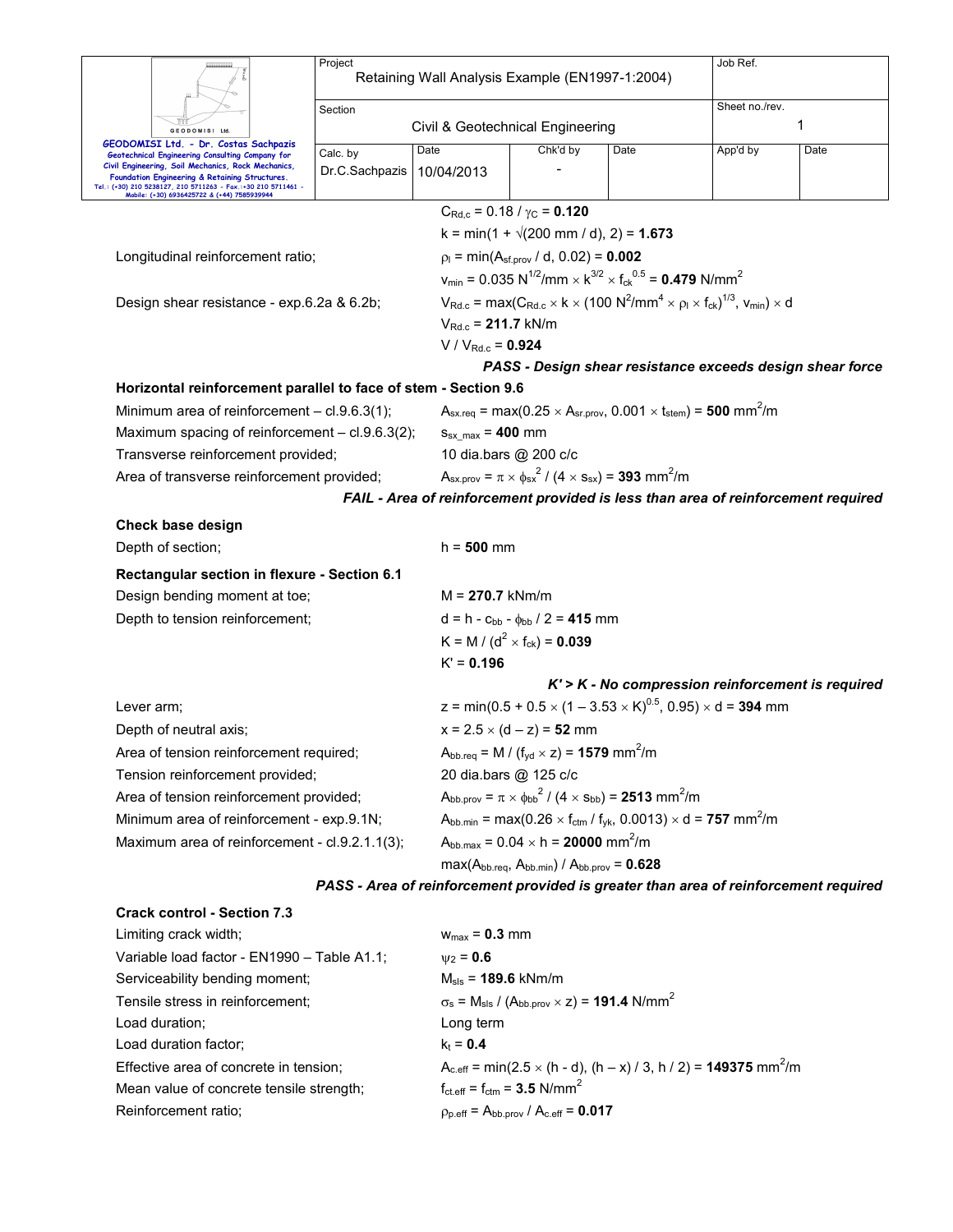$C_{Rd,c} = 0.18 / \gamma_C = \mathbf{0.120}$

$k = \min(1 + \sqrt{(200 \text{ mm} / d)}, 2) = \mathbf{1.673}$

Longitudinal reinforcement ratio; $\rho_l = \min(A_{sf.prov} / d, 0.02) = \mathbf{0.002}$

$v_{min} = 0.035 \text{ N}^{1/2}/\text{mm} \times k^{3/2} \times f_{ck}^{0.5} = \mathbf{0.479} \text{ N/mm}^2$

Design shear resistance - exp.6.2a & 6.2b; $V_{Rd.c} = \max(C_{Rd.c} \times k \times (100 \text{ N}^2/\text{mm}^4 \times \rho_l \times f_{ck})^{1/3}, v_{min}) \times d$

$V_{Rd.c} = \mathbf{211.7} \text{ kN/m}$

$V / V_{Rd.c} = \mathbf{0.924}$

***PASS - Design shear resistance exceeds design shear force***

**Horizontal reinforcement parallel to face of stem - Section 9.6**

Minimum area of reinforcement – cl.9.6.3(1); $A_{sx.req} = \max(0.25 \times A_{sr.prov}, 0.001 \times t_{stem}) = \mathbf{500} \text{ mm}^2/\text{m}$

Maximum spacing of reinforcement – cl.9.6.3(2); $s_{sx\_max} = \mathbf{400}$ mm

Transverse reinforcement provided; 10 dia.bars @ 200 c/c

Area of transverse reinforcement provided; $A_{sx.prov} = \pi \times \phi_{sx}^2 / (4 \times s_{sx}) = \mathbf{393} \text{ mm}^2/\text{m}$

***FAIL - Area of reinforcement provided is less than area of reinforcement required***

**Check base design**

Depth of section; $h = \mathbf{500}$ mm

**Rectangular section in flexure - Section 6.1**

Design bending moment at toe; $M = \mathbf{270.7}$ kNm/m

Depth to tension reinforcement; $d = h - c_{bb} - \phi_{bb} / 2 = \mathbf{415}$ mm

$K = M / (d^2 \times f_{ck}) = \mathbf{0.039}$

$K' = \mathbf{0.196}$

***K' > K - No compression reinforcement is required***

Lever arm; $z = \min(0.5 + 0.5 \times (1 - 3.53 \times K)^{0.5}, 0.95) \times d = \mathbf{394}$ mm

Depth of neutral axis; $x = 2.5 \times (d - z) = \mathbf{52}$ mm

Area of tension reinforcement required; $A_{bb.req} = M / (f_{yd} \times z) = \mathbf{1579} \text{ mm}^2/\text{m}$

Tension reinforcement provided; 20 dia.bars @ 125 c/c

Area of tension reinforcement provided; $A_{bb.prov} = \pi \times \phi_{bb}^2 / (4 \times s_{bb}) = \mathbf{2513} \text{ mm}^2/\text{m}$

Minimum area of reinforcement - exp.9.1N; $A_{bb.min} = \max(0.26 \times f_{ctm} / f_{yk}, 0.0013) \times d = \mathbf{757} \text{ mm}^2/\text{m}$

Maximum area of reinforcement - cl.9.2.1.1(3); $A_{bb.max} = 0.04 \times h = \mathbf{20000} \text{ mm}^2/\text{m}$

$\max(A_{bb.req}, A_{bb.min}) / A_{bb.prov} = \mathbf{0.628}$

***PASS - Area of reinforcement provided is greater than area of reinforcement required***

**Crack control - Section 7.3**

Limiting crack width; $w_{max} = \mathbf{0.3}$ mm

Variable load factor - EN1990 – Table A1.1; $\psi_2 = \mathbf{0.6}$

Serviceability bending moment; $M_{sls} = \mathbf{189.6}$ kNm/m

Tensile stress in reinforcement; $\sigma_s = M_{sls} / (A_{bb.prov} \times z) = \mathbf{191.4} \text{ N/mm}^2$

Load duration; Long term

Load duration factor; $k_t = \mathbf{0.4}$

Effective area of concrete in tension; $A_{c.eff} = \min(2.5 \times (h - d), (h - x) / 3, h / 2) = \mathbf{149375} \text{ mm}^2/\text{m}$

Mean value of concrete tensile strength; $f_{ct.eff} = f_{ctm} = \mathbf{3.5} \text{ N/mm}^2$

Reinforcement ratio; $\rho_{p.eff} = A_{bb.prov} / A_{c.eff} = \mathbf{0.017}$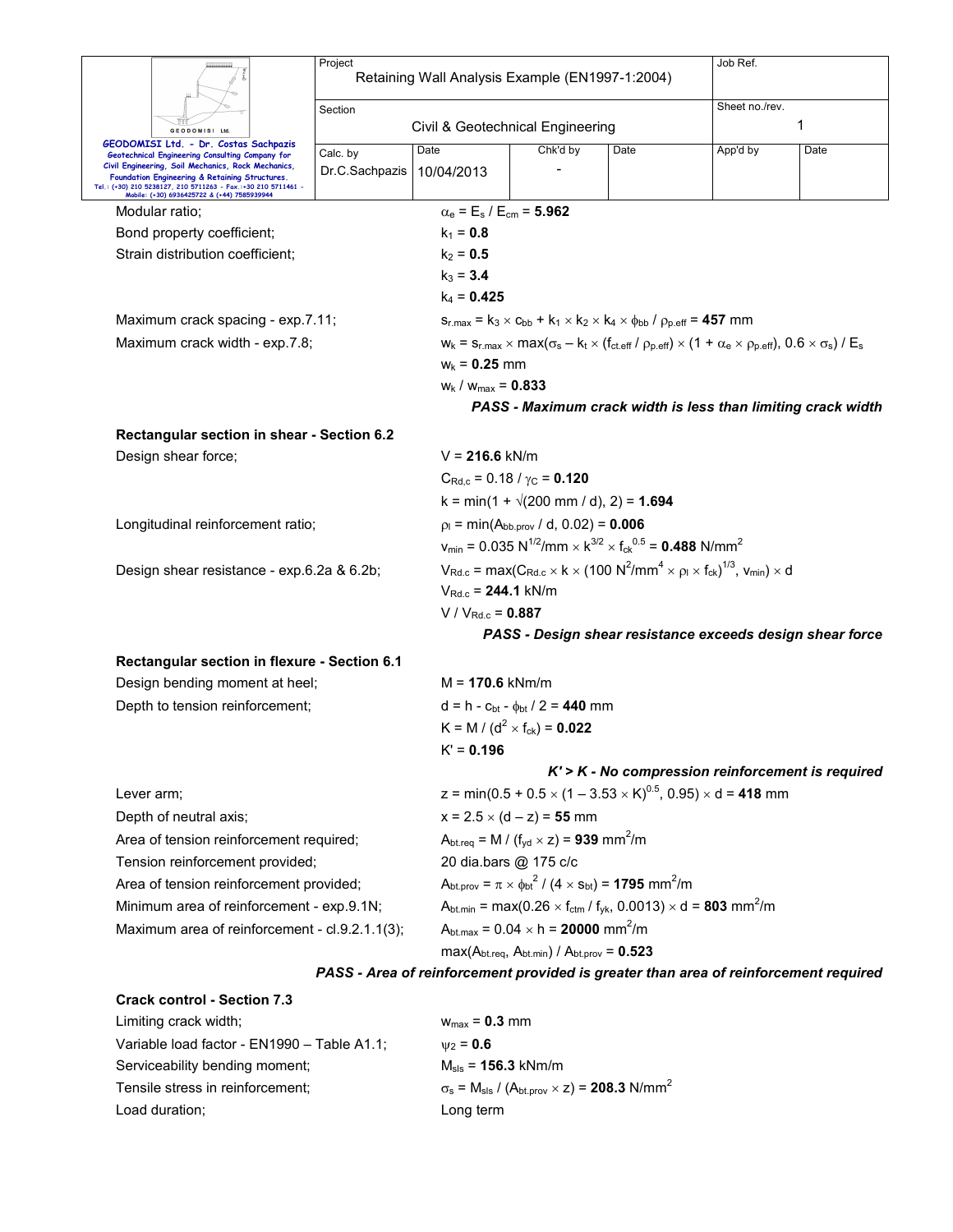Modular ratio; $\alpha_e = E_s / E_{cm} = \mathbf{5.962}$

Bond property coefficient; $k_1 = \mathbf{0.8}$

Strain distribution coefficient; $k_2 = \mathbf{0.5}$

$k_3 = \mathbf{3.4}$

$k_4 = \mathbf{0.425}$

Maximum crack spacing - exp.7.11; $s_{r.max} = k_3 \times c_{bb} + k_1 \times k_2 \times k_4 \times \phi_{bb} / \rho_{p.eff} = \mathbf{457}$ mm

Maximum crack width - exp.7.8; $w_k = s_{r.max} \times \max(\sigma_s - k_t \times (f_{ct.eff} / \rho_{p.eff}) \times (1 + \alpha_e \times \rho_{p.eff}), 0.6 \times \sigma_s) / E_s$

$w_k = \mathbf{0.25}$ mm

$w_k / w_{max} = \mathbf{0.833}$

***PASS - Maximum crack width is less than limiting crack width***

**Rectangular section in shear - Section 6.2**

Design shear force; $V = \mathbf{216.6}$ kN/m

$C_{Rd,c} = 0.18 / \gamma_C = \mathbf{0.120}$

$k = \min(1 + \sqrt{(200 \text{ mm} / d)}, 2) = \mathbf{1.694}$

Longitudinal reinforcement ratio; $\rho_l = \min(A_{bb.prov} / d, 0.02) = \mathbf{0.006}$

$v_{min} = 0.035 \text{ N}^{1/2}/\text{mm} \times k^{3/2} \times f_{ck}^{0.5} = \mathbf{0.488}$ N/mm$^2$

Design shear resistance - exp.6.2a & 6.2b; $V_{Rd.c} = \max(C_{Rd.c} \times k \times (100 \text{ N}^2/\text{mm}^4 \times \rho_l \times f_{ck})^{1/3}, v_{min}) \times d$

$V_{Rd.c} = \mathbf{244.1}$ kN/m

$V / V_{Rd.c} = \mathbf{0.887}$

***PASS - Design shear resistance exceeds design shear force***

**Rectangular section in flexure - Section 6.1**

Design bending moment at heel; $M = \mathbf{170.6}$ kNm/m

Depth to tension reinforcement; $d = h - c_{bt} - \phi_{bt} / 2 = \mathbf{440}$ mm

$K = M / (d^2 \times f_{ck}) = \mathbf{0.022}$

$K' = \mathbf{0.196}$

***K' > K - No compression reinforcement is required***

Lever arm; $z = \min(0.5 + 0.5 \times (1 - 3.53 \times K)^{0.5}, 0.95) \times d = \mathbf{418}$ mm

Depth of neutral axis; $x = 2.5 \times (d - z) = \mathbf{55}$ mm

Area of tension reinforcement required; $A_{bt.req} = M / (f_{yd} \times z) = \mathbf{939}$ mm$^2$/m

Tension reinforcement provided; 20 dia.bars @ 175 c/c

Area of tension reinforcement provided; $A_{bt.prov} = \pi \times \phi_{bt}^2 / (4 \times s_{bt}) = \mathbf{1795}$ mm$^2$/m

Minimum area of reinforcement - exp.9.1N; $A_{bt.min} = \max(0.26 \times f_{ctm} / f_{yk}, 0.0013) \times d = \mathbf{803}$ mm$^2$/m

Maximum area of reinforcement - cl.9.2.1.1(3); $A_{bt.max} = 0.04 \times h = \mathbf{20000}$ mm$^2$/m

$\max(A_{bt.req}, A_{bt.min}) / A_{bt.prov} = \mathbf{0.523}$

***PASS - Area of reinforcement provided is greater than area of reinforcement required***

**Crack control - Section 7.3**

Limiting crack width; $w_{max} = \mathbf{0.3}$ mm

Variable load factor - EN1990 – Table A1.1; $\psi_2 = \mathbf{0.6}$

Serviceability bending moment; $M_{sls} = \mathbf{156.3}$ kNm/m

Tensile stress in reinforcement; $\sigma_s = M_{sls} / (A_{bt.prov} \times z) = \mathbf{208.3}$ N/mm$^2$

Load duration; Long term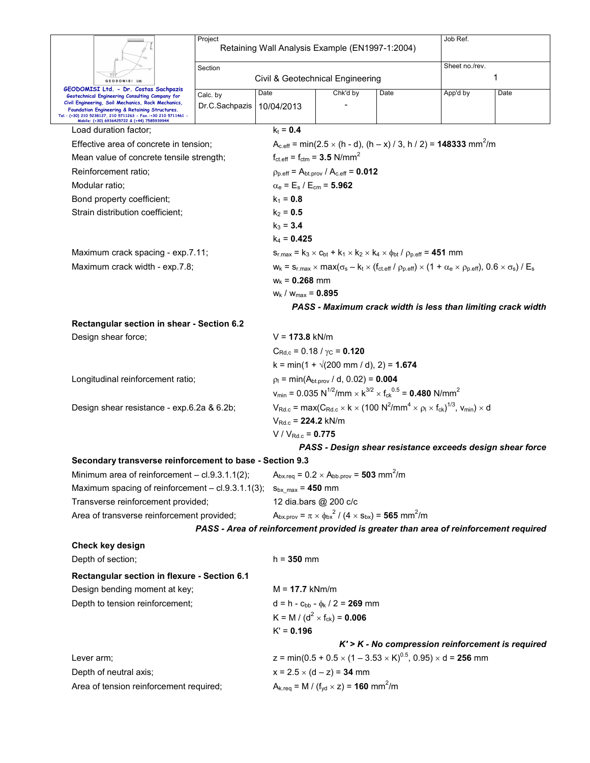| | |
|---|---|
| Load duration factor; | $k_t$ = **0.4** |
| Effective area of concrete in tension; | $A_{c.eff}$ = min(2.5 × (h - d), (h – x) / 3, h / 2) = **148333** $mm^2/m$ |
| Mean value of concrete tensile strength; | $f_{ct.eff} = f_{ctm}$ = **3.5** $N/mm^2$ |
| Reinforcement ratio; | $\rho_{p.eff} = A_{bt.prov} / A_{c.eff}$ = **0.012** |
| Modular ratio; | $\alpha_e = E_s / E_{cm}$ = **5.962** |
| Bond property coefficient; | $k_1$ = **0.8** |
| Strain distribution coefficient; | $k_2$ = **0.5** |
| | $k_3$ = **3.4** |
| | $k_4$ = **0.425** |
| Maximum crack spacing - exp.7.11; | $s_{r.max} = k_3 \times c_{bt} + k_1 \times k_2 \times k_4 \times \phi_{bt} / \rho_{p.eff}$ = **451** mm |
| Maximum crack width - exp.7.8; | $w_k = s_{r.max} \times \max(\sigma_s - k_t \times (f_{ct.eff} / \rho_{p.eff}) \times (1 + \alpha_e \times \rho_{p.eff}), 0.6 \times \sigma_s) / E_s$ |
| | $w_k$ = **0.268** mm |
| | $w_k / w_{max}$ = **0.895** |

***PASS - Maximum crack width is less than limiting crack width***

**Rectangular section in shear - Section 6.2**

| | |
|---|---|
| Design shear force; | V = **173.8** kN/m |
| | $C_{Rd,c} = 0.18 / \gamma_C$ = **0.120** |
| | k = min(1 + √(200 mm / d), 2) = **1.674** |
| Longitudinal reinforcement ratio; | $\rho_l = \min(A_{bt.prov} / d, 0.02)$ = **0.004** |
| | $v_{min} = 0.035\ N^{1/2}/mm \times k^{3/2} \times f_{ck}^{0.5}$ = **0.480** $N/mm^2$ |
| Design shear resistance - exp.6.2a & 6.2b; | $V_{Rd.c} = \max(C_{Rd.c} \times k \times (100\ N^2/mm^4 \times \rho_l \times f_{ck})^{1/3}, v_{min}) \times d$ |
| | $V_{Rd.c}$ = **224.2** kN/m |
| | $V / V_{Rd.c}$ = **0.775** |

***PASS - Design shear resistance exceeds design shear force***

**Secondary transverse reinforcement to base - Section 9.3**

| | |
|---|---|
| Minimum area of reinforcement – cl.9.3.1.1(2); | $A_{bx.req} = 0.2 \times A_{bb.prov}$ = **503** $mm^2/m$ |
| Maximum spacing of reinforcement – cl.9.3.1.1(3); | $s_{bx\_max}$ = **450** mm |
| Transverse reinforcement provided; | 12 dia.bars @ 200 c/c |
| Area of transverse reinforcement provided; | $A_{bx.prov} = \pi \times \phi_{bx}^2 / (4 \times s_{bx})$ = **565** $mm^2/m$ |

***PASS - Area of reinforcement provided is greater than area of reinforcement required***

**Check key design**

Depth of section; h = **350** mm

**Rectangular section in flexure - Section 6.1**

| | |
|---|---|
| Design bending moment at key; | M = **17.7** kNm/m |
| Depth to tension reinforcement; | $d = h - c_{bb} - \phi_k / 2$ = **269** mm |
| | $K = M / (d^2 \times f_{ck})$ = **0.006** |
| | K' = **0.196** |

***K' > K - No compression reinforcement is required***

| | |
|---|---|
| Lever arm; | z = min(0.5 + 0.5 × (1 – 3.53 × K)$^{0.5}$, 0.95) × d = **256** mm |
| Depth of neutral axis; | x = 2.5 × (d – z) = **34** mm |
| Area of tension reinforcement required; | $A_{k.req} = M / (f_{yd} \times z)$ = **160** $mm^2/m$ |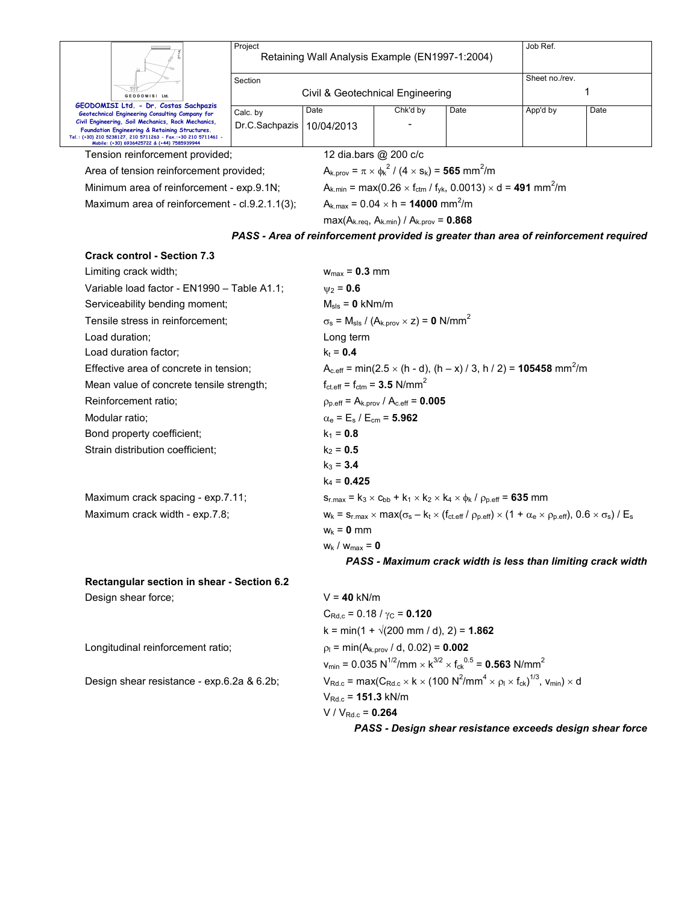| | | |
|---|---|---|
| Tension reinforcement provided; | 12 dia.bars @ 200 c/c | |
| Area of tension reinforcement provided; | $A_{k.prov} = \pi \times \phi_k^2 / (4 \times s_k) = \mathbf{565}\ \text{mm}^2/\text{m}$ | |
| Minimum area of reinforcement - exp.9.1N; | $A_{k.min} = \max(0.26 \times f_{ctm} / f_{yk}, 0.0013) \times d = \mathbf{491}\ \text{mm}^2/\text{m}$ | |
| Maximum area of reinforcement - cl.9.2.1.1(3); | $A_{k.max} = 0.04 \times h = \mathbf{14000}\ \text{mm}^2/\text{m}$ | |
| | $\max(A_{k.req}, A_{k.min}) / A_{k.prov} = \mathbf{0.868}$ | |

***PASS - Area of reinforcement provided is greater than area of reinforcement required***

**Crack control - Section 7.3**

| | |
|---|---|
| Limiting crack width; | $w_{max} = \mathbf{0.3}$ mm |
| Variable load factor - EN1990 – Table A1.1; | $\psi_2 = \mathbf{0.6}$ |
| Serviceability bending moment; | $M_{sls} = \mathbf{0}$ kNm/m |
| Tensile stress in reinforcement; | $\sigma_s = M_{sls} / (A_{k.prov} \times z) = \mathbf{0}\ \text{N/mm}^2$ |
| Load duration; | Long term |
| Load duration factor; | $k_t = \mathbf{0.4}$ |
| Effective area of concrete in tension; | $A_{c.eff} = \min(2.5 \times (h - d), (h - x) / 3, h / 2) = \mathbf{105458}\ \text{mm}^2/\text{m}$ |
| Mean value of concrete tensile strength; | $f_{ct.eff} = f_{ctm} = \mathbf{3.5}\ \text{N/mm}^2$ |
| Reinforcement ratio; | $\rho_{p.eff} = A_{k.prov} / A_{c.eff} = \mathbf{0.005}$ |
| Modular ratio; | $\alpha_e = E_s / E_{cm} = \mathbf{5.962}$ |
| Bond property coefficient; | $k_1 = \mathbf{0.8}$ |
| Strain distribution coefficient; | $k_2 = \mathbf{0.5}$ |
| | $k_3 = \mathbf{3.4}$ |
| | $k_4 = \mathbf{0.425}$ |
| Maximum crack spacing - exp.7.11; | $s_{r.max} = k_3 \times c_{bb} + k_1 \times k_2 \times k_4 \times \phi_k / \rho_{p.eff} = \mathbf{635}$ mm |
| Maximum crack width - exp.7.8; | $w_k = s_{r.max} \times \max(\sigma_s – k_t \times (f_{ct.eff} / \rho_{p.eff}) \times (1 + \alpha_e \times \rho_{p.eff}), 0.6 \times \sigma_s) / E_s$ |
| | $w_k = \mathbf{0}$ mm |
| | $w_k / w_{max} = \mathbf{0}$ |

***PASS - Maximum crack width is less than limiting crack width***

**Rectangular section in shear - Section 6.2**

| | |
|---|---|
| Design shear force; | $V = \mathbf{40}$ kN/m |
| | $C_{Rd,c} = 0.18 / \gamma_C = \mathbf{0.120}$ |
| | $k = \min(1 + \sqrt{(200\ \text{mm} / d)}, 2) = \mathbf{1.862}$ |
| Longitudinal reinforcement ratio; | $\rho_l = \min(A_{k.prov} / d, 0.02) = \mathbf{0.002}$ |
| | $v_{min} = 0.035\ \text{N}^{1/2}/\text{mm} \times k^{3/2} \times f_{ck}^{0.5} = \mathbf{0.563}\ \text{N/mm}^2$ |
| Design shear resistance - exp.6.2a & 6.2b; | $V_{Rd.c} = \max(C_{Rd.c} \times k \times (100\ \text{N}^2/\text{mm}^4 \times \rho_l \times f_{ck})^{1/3}, v_{min}) \times d$ |
| | $V_{Rd.c} = \mathbf{151.3}$ kN/m |
| | $V / V_{Rd.c} = \mathbf{0.264}$ |

***PASS - Design shear resistance exceeds design shear force***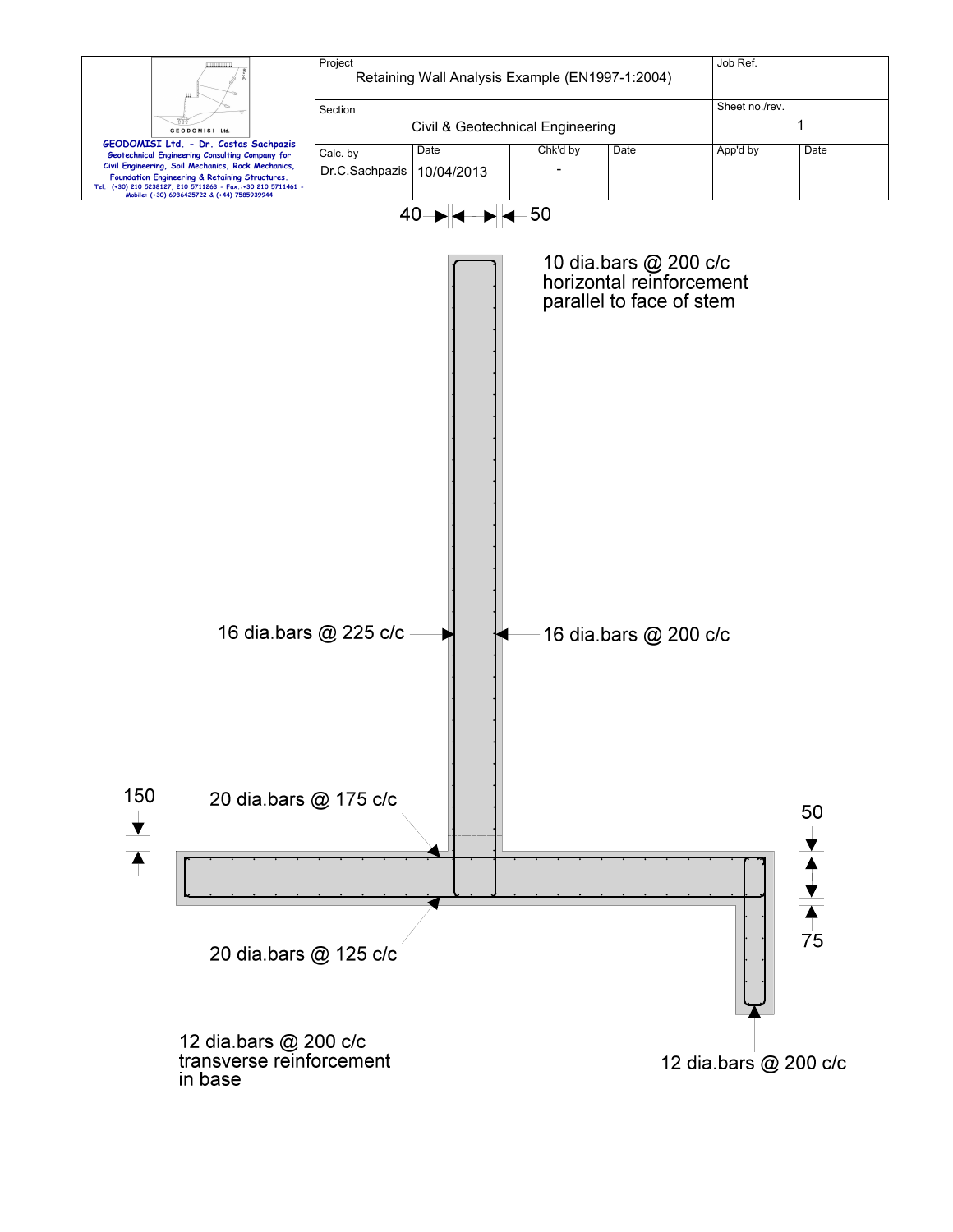40 50

10 dia.bars @ 200 c/c
horizontal reinforcement
parallel to face of stem

16 dia.bars @ 225 c/c

16 dia.bars @ 200 c/c

150

20 dia.bars @ 175 c/c

50

75

20 dia.bars @ 125 c/c

12 dia.bars @ 200 c/c
transverse reinforcement
in base

12 dia.bars @ 200 c/c